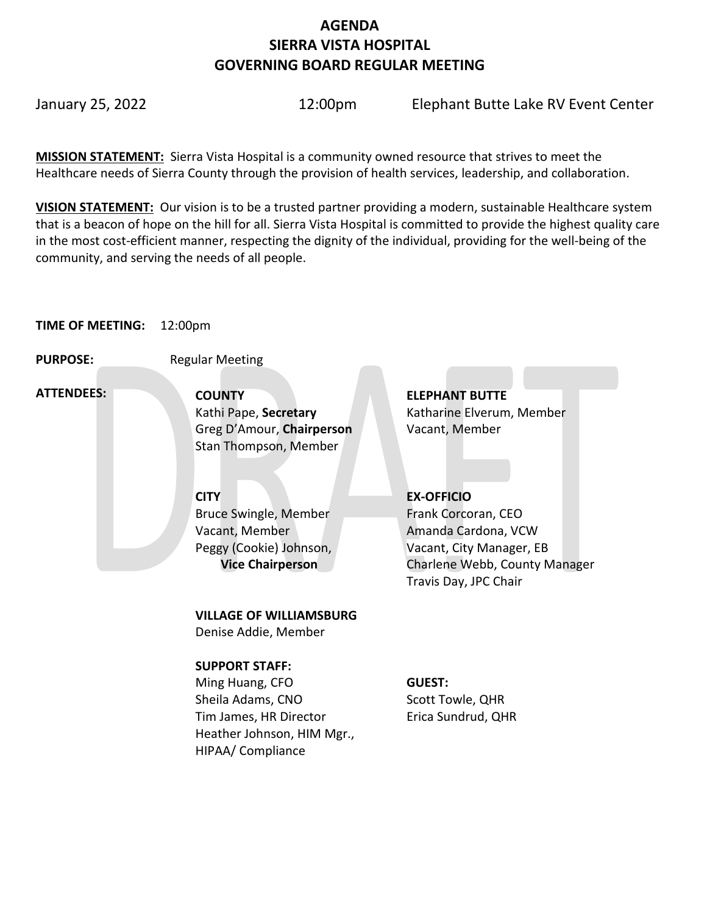# AGENDA
# SIERRA VISTA HOSPITAL
# GOVERNING BOARD REGULAR MEETING

January 25, 2022 12:00pm Elephant Butte Lake RV Event Center

**MISSION STATEMENT:** Sierra Vista Hospital is a community owned resource that strives to meet the Healthcare needs of Sierra County through the provision of health services, leadership, and collaboration.

**VISION STATEMENT:** Our vision is to be a trusted partner providing a modern, sustainable Healthcare system that is a beacon of hope on the hill for all. Sierra Vista Hospital is committed to provide the highest quality care in the most cost-efficient manner, respecting the dignity of the individual, providing for the well-being of the community, and serving the needs of all people.

**TIME OF MEETING:** 12:00pm

**PURPOSE:** Regular Meeting

**ATTENDEES:**

**COUNTY**
Kathi Pape, **Secretary**
Greg D'Amour, **Chairperson**
Stan Thompson, Member

**ELEPHANT BUTTE**
Katharine Elverum, Member
Vacant, Member

**CITY**
Bruce Swingle, Member
Vacant, Member
Peggy (Cookie) Johnson, **Vice Chairperson**

**EX-OFFICIO**
Frank Corcoran, CEO
Amanda Cardona, VCW
Vacant, City Manager, EB
Charlene Webb, County Manager
Travis Day, JPC Chair

**VILLAGE OF WILLIAMSBURG**
Denise Addie, Member

**SUPPORT STAFF:**
Ming Huang, CFO
Sheila Adams, CNO
Tim James, HR Director
Heather Johnson, HIM Mgr., HIPAA/ Compliance

**GUEST:**
Scott Towle, QHR
Erica Sundrud, QHR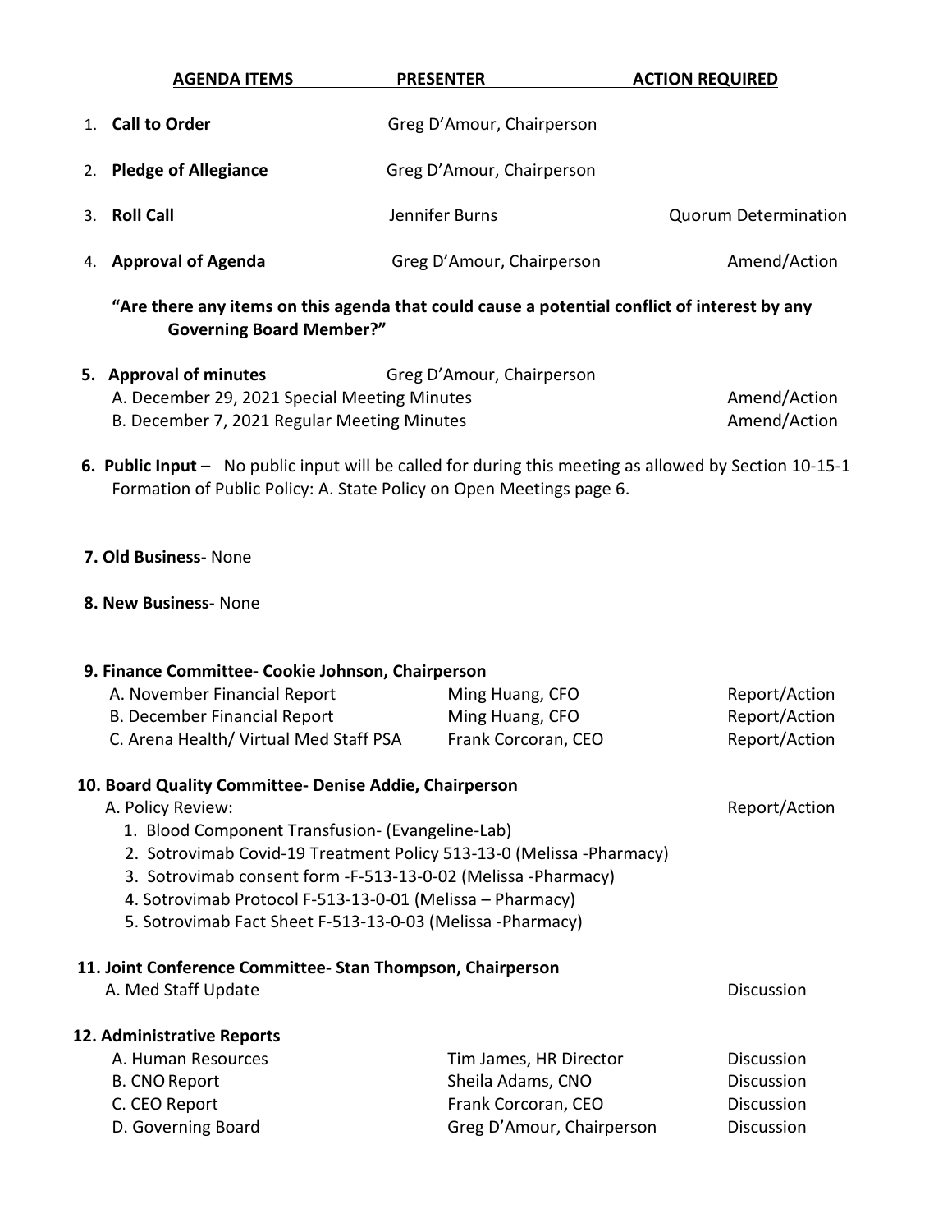| AGENDA ITEMS | PRESENTER | ACTION REQUIRED |
|---|---|---|
| 1. **Call to Order** | Greg D'Amour, Chairperson | |
| 2. **Pledge of Allegiance** | Greg D'Amour, Chairperson | |
| 3. **Roll Call** | Jennifer Burns | Quorum Determination |
| 4. **Approval of Agenda** | Greg D'Amour, Chairperson | Amend/Action |

**"Are there any items on this agenda that could cause a potential conflict of interest by any Governing Board Member?"**

| | | |
|---|---|---|
| **5. Approval of minutes** | Greg D'Amour, Chairperson | |
| A. December 29, 2021 Special Meeting Minutes | | Amend/Action |
| B. December 7, 2021 Regular Meeting Minutes | | Amend/Action |

**6. Public Input** – No public input will be called for during this meeting as allowed by Section 10-15-1 Formation of Public Policy: A. State Policy on Open Meetings page 6.

**7. Old Business**- None

**8. New Business**- None

**9. Finance Committee- Cookie Johnson, Chairperson**

| | | |
|---|---|---|
| A. November Financial Report | Ming Huang, CFO | Report/Action |
| B. December Financial Report | Ming Huang, CFO | Report/Action |
| C. Arena Health/ Virtual Med Staff PSA | Frank Corcoran, CEO | Report/Action |

**10. Board Quality Committee- Denise Addie, Chairperson**

A. Policy Review: Report/Action

1. Blood Component Transfusion- (Evangeline-Lab)
2. Sotrovimab Covid-19 Treatment Policy 513-13-0 (Melissa -Pharmacy)
3. Sotrovimab consent form -F-513-13-0-02 (Melissa -Pharmacy)
4. Sotrovimab Protocol F-513-13-0-01 (Melissa – Pharmacy)
5. Sotrovimab Fact Sheet F-513-13-0-03 (Melissa -Pharmacy)

**11. Joint Conference Committee- Stan Thompson, Chairperson**

A. Med Staff Update Discussion

**12. Administrative Reports**

| | | |
|---|---|---|
| A. Human Resources | Tim James, HR Director | Discussion |
| B. CNO Report | Sheila Adams, CNO | Discussion |
| C. CEO Report | Frank Corcoran, CEO | Discussion |
| D. Governing Board | Greg D'Amour, Chairperson | Discussion |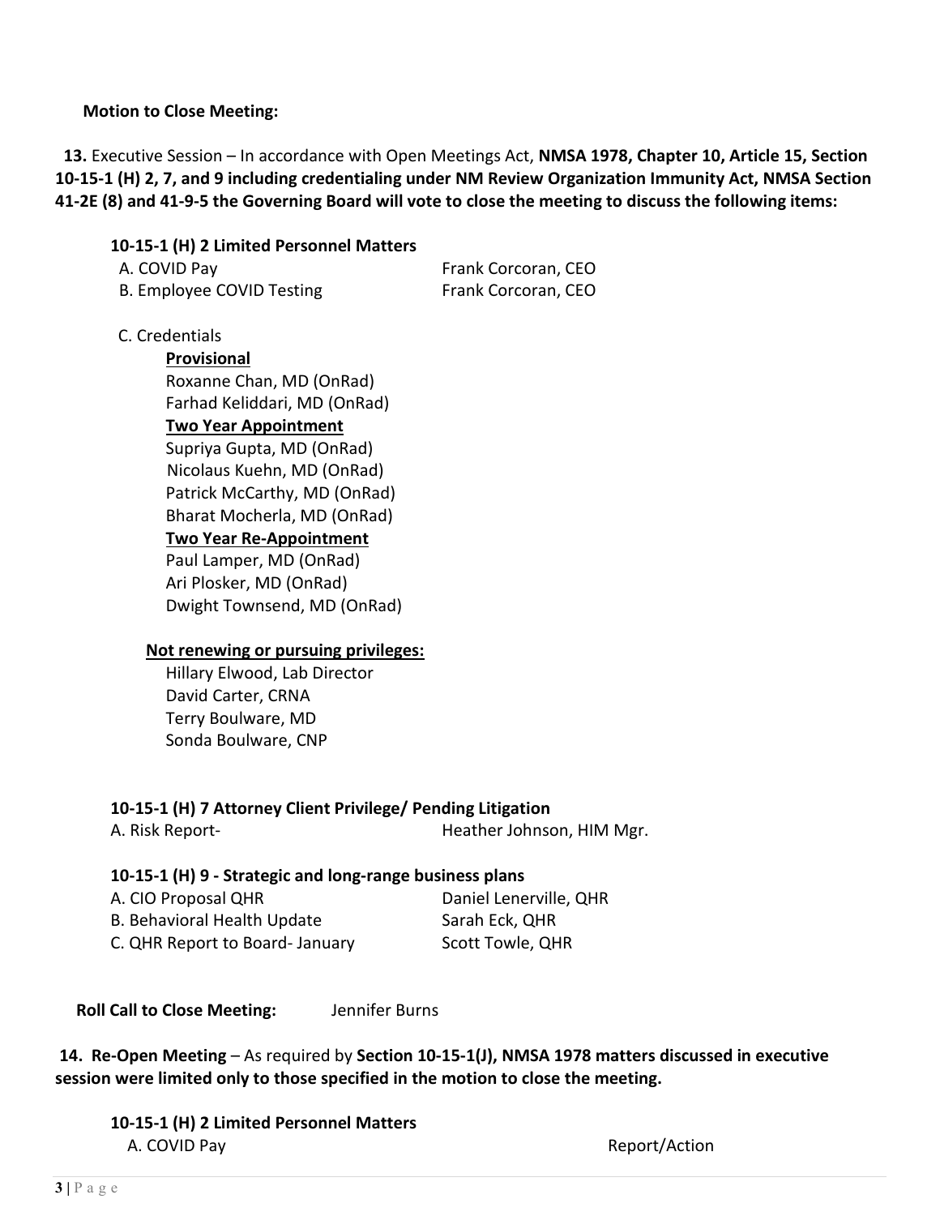**Motion to Close Meeting:**

**13.** Executive Session – In accordance with Open Meetings Act, **NMSA 1978, Chapter 10, Article 15, Section 10-15-1 (H) 2, 7, and 9 including credentialing under NM Review Organization Immunity Act, NMSA Section 41-2E (8) and 41-9-5 the Governing Board will vote to close the meeting to discuss the following items:**

**10-15-1 (H) 2 Limited Personnel Matters**

A. COVID Pay — Frank Corcoran, CEO
B. Employee COVID Testing — Frank Corcoran, CEO

C. Credentials

**Provisional**
Roxanne Chan, MD (OnRad)
Farhad Keliddari, MD (OnRad)

**Two Year Appointment**
Supriya Gupta, MD (OnRad)
Nicolaus Kuehn, MD (OnRad)
Patrick McCarthy, MD (OnRad)
Bharat Mocherla, MD (OnRad)

**Two Year Re-Appointment**
Paul Lamper, MD (OnRad)
Ari Plosker, MD (OnRad)
Dwight Townsend, MD (OnRad)

**Not renewing or pursuing privileges:**
Hillary Elwood, Lab Director
David Carter, CRNA
Terry Boulware, MD
Sonda Boulware, CNP

**10-15-1 (H) 7 Attorney Client Privilege/ Pending Litigation**

A. Risk Report- — Heather Johnson, HIM Mgr.

**10-15-1 (H) 9 - Strategic and long-range business plans**

A. CIO Proposal QHR — Daniel Lenerville, QHR
B. Behavioral Health Update — Sarah Eck, QHR
C. QHR Report to Board- January — Scott Towle, QHR

**Roll Call to Close Meeting:** Jennifer Burns

**14. Re-Open Meeting** – As required by **Section 10-15-1(J), NMSA 1978 matters discussed in executive session were limited only to those specified in the motion to close the meeting.**

**10-15-1 (H) 2 Limited Personnel Matters**

A. COVID Pay — Report/Action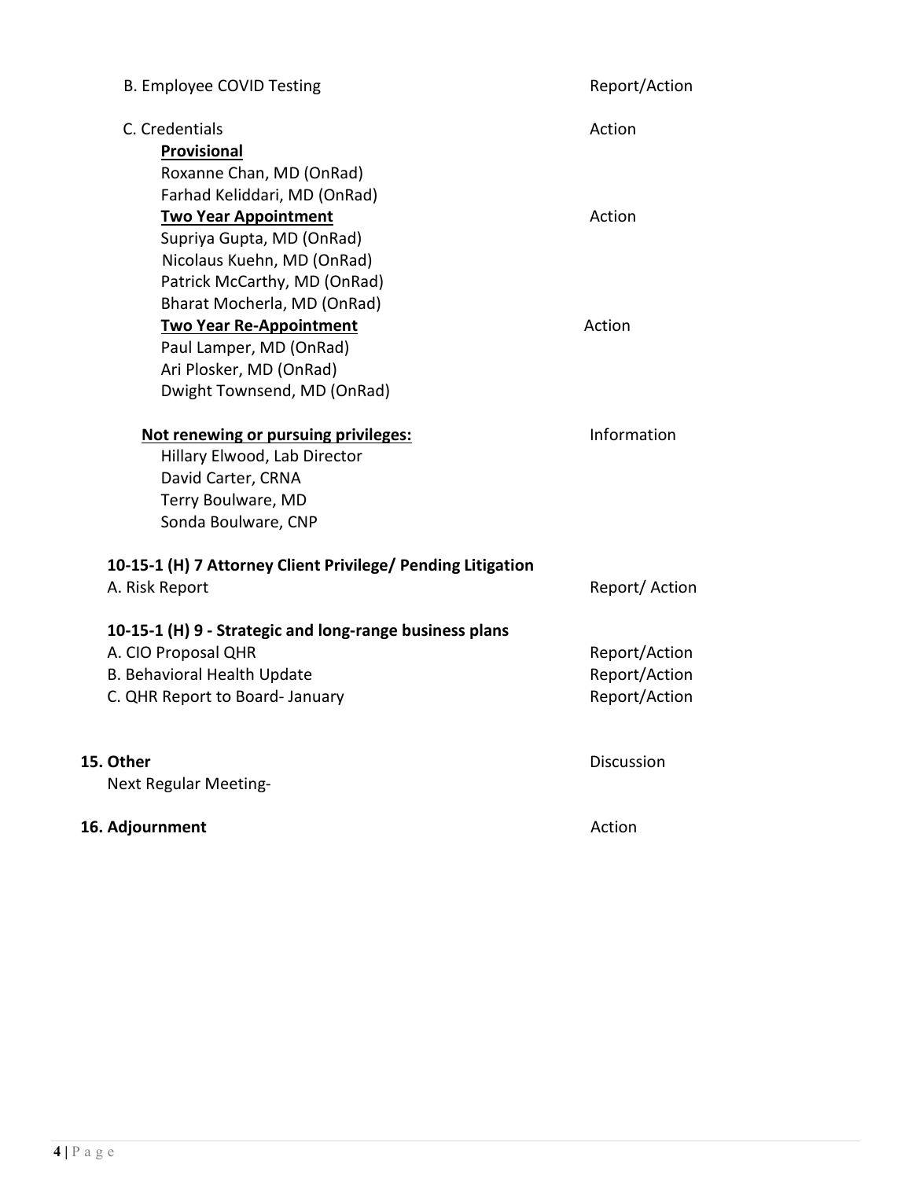B. Employee COVID Testing — Report/Action

C. Credentials — Action

**<u>Provisional</u>**

Roxanne Chan, MD (OnRad)
Farhad Keliddari, MD (OnRad)

**<u>Two Year Appointment</u>** — Action

Supriya Gupta, MD (OnRad)
Nicolaus Kuehn, MD (OnRad)
Patrick McCarthy, MD (OnRad)
Bharat Mocherla, MD (OnRad)

**<u>Two Year Re-Appointment</u>** — Action

Paul Lamper, MD (OnRad)
Ari Plosker, MD (OnRad)
Dwight Townsend, MD (OnRad)

**<u>Not renewing or pursuing privileges:</u>** — Information

Hillary Elwood, Lab Director
David Carter, CRNA
Terry Boulware, MD
Sonda Boulware, CNP

**10-15-1 (H) 7 Attorney Client Privilege/ Pending Litigation**

A. Risk Report — Report/ Action

**10-15-1 (H) 9 - Strategic and long-range business plans**

A. CIO Proposal QHR — Report/Action
B. Behavioral Health Update — Report/Action
C. QHR Report to Board- January — Report/Action

**15. Other** — Discussion

Next Regular Meeting-

**16. Adjournment** — Action